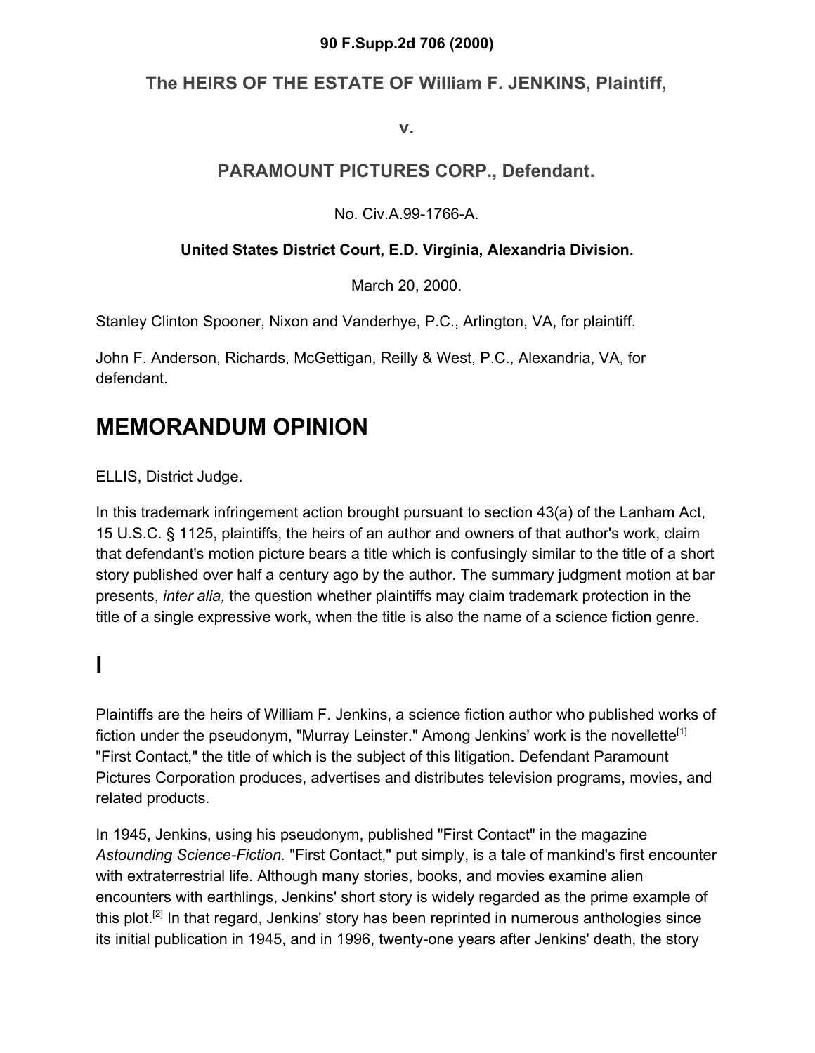**90 F.Supp.2d 706 (2000)**

## The HEIRS OF THE ESTATE OF William F. JENKINS, Plaintiff,

**v.**

## PARAMOUNT PICTURES CORP., Defendant.

No. Civ.A.99-1766-A.

**United States District Court, E.D. Virginia, Alexandria Division.**

March 20, 2000.

Stanley Clinton Spooner, Nixon and Vanderhye, P.C., Arlington, VA, for plaintiff.

John F. Anderson, Richards, McGettigan, Reilly & West, P.C., Alexandria, VA, for defendant.

# MEMORANDUM OPINION

ELLIS, District Judge.

In this trademark infringement action brought pursuant to section 43(a) of the Lanham Act, 15 U.S.C. § 1125, plaintiffs, the heirs of an author and owners of that author's work, claim that defendant's motion picture bears a title which is confusingly similar to the title of a short story published over half a century ago by the author. The summary judgment motion at bar presents, *inter alia,* the question whether plaintiffs may claim trademark protection in the title of a single expressive work, when the title is also the name of a science fiction genre.

# I

Plaintiffs are the heirs of William F. Jenkins, a science fiction author who published works of fiction under the pseudonym, "Murray Leinster." Among Jenkins' work is the novellette[1] "First Contact," the title of which is the subject of this litigation. Defendant Paramount Pictures Corporation produces, advertises and distributes television programs, movies, and related products.

In 1945, Jenkins, using his pseudonym, published "First Contact" in the magazine *Astounding Science-Fiction.* "First Contact," put simply, is a tale of mankind's first encounter with extraterrestrial life. Although many stories, books, and movies examine alien encounters with earthlings, Jenkins' short story is widely regarded as the prime example of this plot.[2] In that regard, Jenkins' story has been reprinted in numerous anthologies since its initial publication in 1945, and in 1996, twenty-one years after Jenkins' death, the story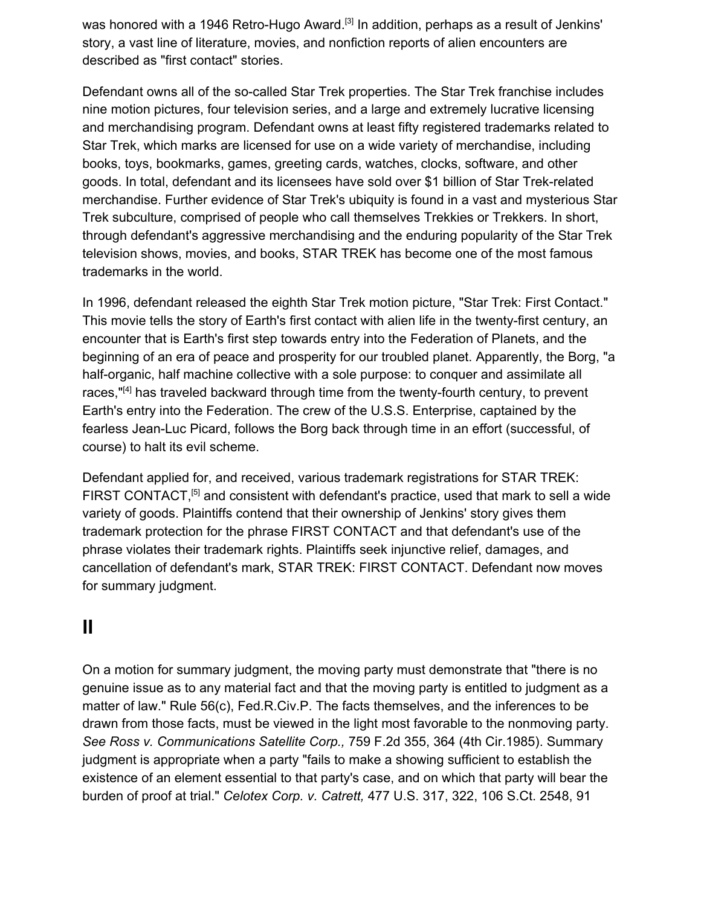was honored with a 1946 Retro-Hugo Award.[3] In addition, perhaps as a result of Jenkins' story, a vast line of literature, movies, and nonfiction reports of alien encounters are described as "first contact" stories.

Defendant owns all of the so-called Star Trek properties. The Star Trek franchise includes nine motion pictures, four television series, and a large and extremely lucrative licensing and merchandising program. Defendant owns at least fifty registered trademarks related to Star Trek, which marks are licensed for use on a wide variety of merchandise, including books, toys, bookmarks, games, greeting cards, watches, clocks, software, and other goods. In total, defendant and its licensees have sold over $1 billion of Star Trek-related merchandise. Further evidence of Star Trek's ubiquity is found in a vast and mysterious Star Trek subculture, comprised of people who call themselves Trekkies or Trekkers. In short, through defendant's aggressive merchandising and the enduring popularity of the Star Trek television shows, movies, and books, STAR TREK has become one of the most famous trademarks in the world.

In 1996, defendant released the eighth Star Trek motion picture, "Star Trek: First Contact." This movie tells the story of Earth's first contact with alien life in the twenty-first century, an encounter that is Earth's first step towards entry into the Federation of Planets, and the beginning of an era of peace and prosperity for our troubled planet. Apparently, the Borg, "a half-organic, half machine collective with a sole purpose: to conquer and assimilate all races,"[4] has traveled backward through time from the twenty-fourth century, to prevent Earth's entry into the Federation. The crew of the U.S.S. Enterprise, captained by the fearless Jean-Luc Picard, follows the Borg back through time in an effort (successful, of course) to halt its evil scheme.

Defendant applied for, and received, various trademark registrations for STAR TREK: FIRST CONTACT,[5] and consistent with defendant's practice, used that mark to sell a wide variety of goods. Plaintiffs contend that their ownership of Jenkins' story gives them trademark protection for the phrase FIRST CONTACT and that defendant's use of the phrase violates their trademark rights. Plaintiffs seek injunctive relief, damages, and cancellation of defendant's mark, STAR TREK: FIRST CONTACT. Defendant now moves for summary judgment.

## II

On a motion for summary judgment, the moving party must demonstrate that "there is no genuine issue as to any material fact and that the moving party is entitled to judgment as a matter of law." Rule 56(c), Fed.R.Civ.P. The facts themselves, and the inferences to be drawn from those facts, must be viewed in the light most favorable to the nonmoving party. *See Ross v. Communications Satellite Corp.,* 759 F.2d 355, 364 (4th Cir.1985). Summary judgment is appropriate when a party "fails to make a showing sufficient to establish the existence of an element essential to that party's case, and on which that party will bear the burden of proof at trial." *Celotex Corp. v. Catrett,* 477 U.S. 317, 322, 106 S.Ct. 2548, 91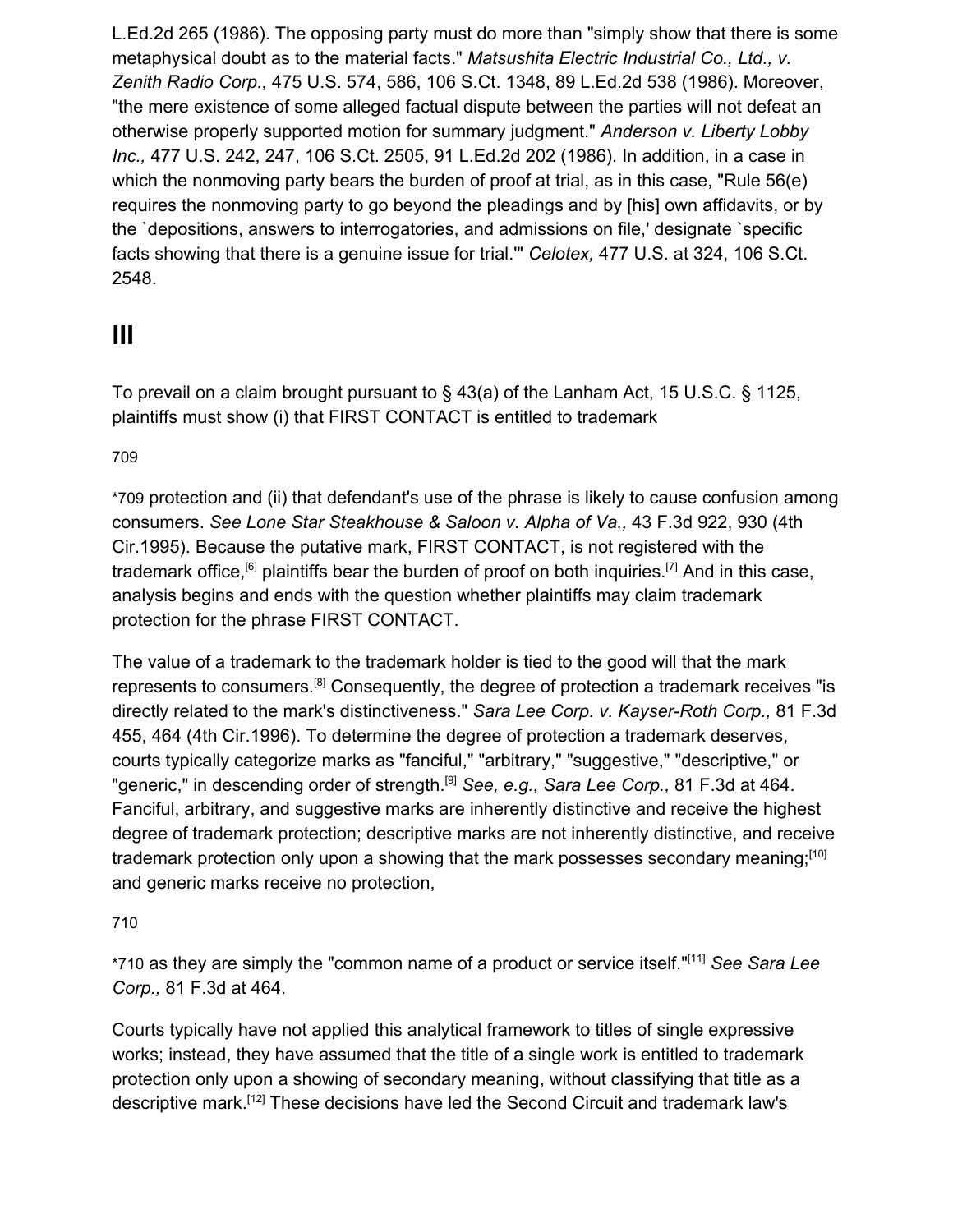L.Ed.2d 265 (1986). The opposing party must do more than "simply show that there is some metaphysical doubt as to the material facts." *Matsushita Electric Industrial Co., Ltd., v. Zenith Radio Corp.,* 475 U.S. 574, 586, 106 S.Ct. 1348, 89 L.Ed.2d 538 (1986). Moreover, "the mere existence of some alleged factual dispute between the parties will not defeat an otherwise properly supported motion for summary judgment." *Anderson v. Liberty Lobby Inc.,* 477 U.S. 242, 247, 106 S.Ct. 2505, 91 L.Ed.2d 202 (1986). In addition, in a case in which the nonmoving party bears the burden of proof at trial, as in this case, "Rule 56(e) requires the nonmoving party to go beyond the pleadings and by [his] own affidavits, or by the `depositions, answers to interrogatories, and admissions on file,' designate `specific facts showing that there is a genuine issue for trial.'" *Celotex,* 477 U.S. at 324, 106 S.Ct. 2548.

# III

To prevail on a claim brought pursuant to § 43(a) of the Lanham Act, 15 U.S.C. § 1125, plaintiffs must show (i) that FIRST CONTACT is entitled to trademark

709

*709 protection and (ii) that defendant's use of the phrase is likely to cause confusion among consumers. *See Lone Star Steakhouse & Saloon v. Alpha of Va.,* 43 F.3d 922, 930 (4th Cir.1995). Because the putative mark, FIRST CONTACT, is not registered with the trademark office,[6] plaintiffs bear the burden of proof on both inquiries.[7] And in this case, analysis begins and ends with the question whether plaintiffs may claim trademark protection for the phrase FIRST CONTACT.

The value of a trademark to the trademark holder is tied to the good will that the mark represents to consumers.[8] Consequently, the degree of protection a trademark receives "is directly related to the mark's distinctiveness." *Sara Lee Corp. v. Kayser-Roth Corp.,* 81 F.3d 455, 464 (4th Cir.1996). To determine the degree of protection a trademark deserves, courts typically categorize marks as "fanciful," "arbitrary," "suggestive," "descriptive," or "generic," in descending order of strength.[9] *See, e.g., Sara Lee Corp.,* 81 F.3d at 464. Fanciful, arbitrary, and suggestive marks are inherently distinctive and receive the highest degree of trademark protection; descriptive marks are not inherently distinctive, and receive trademark protection only upon a showing that the mark possesses secondary meaning;[10] and generic marks receive no protection,

710

*710 as they are simply the "common name of a product or service itself."[11] *See Sara Lee Corp.,* 81 F.3d at 464.

Courts typically have not applied this analytical framework to titles of single expressive works; instead, they have assumed that the title of a single work is entitled to trademark protection only upon a showing of secondary meaning, without classifying that title as a descriptive mark.[12] These decisions have led the Second Circuit and trademark law's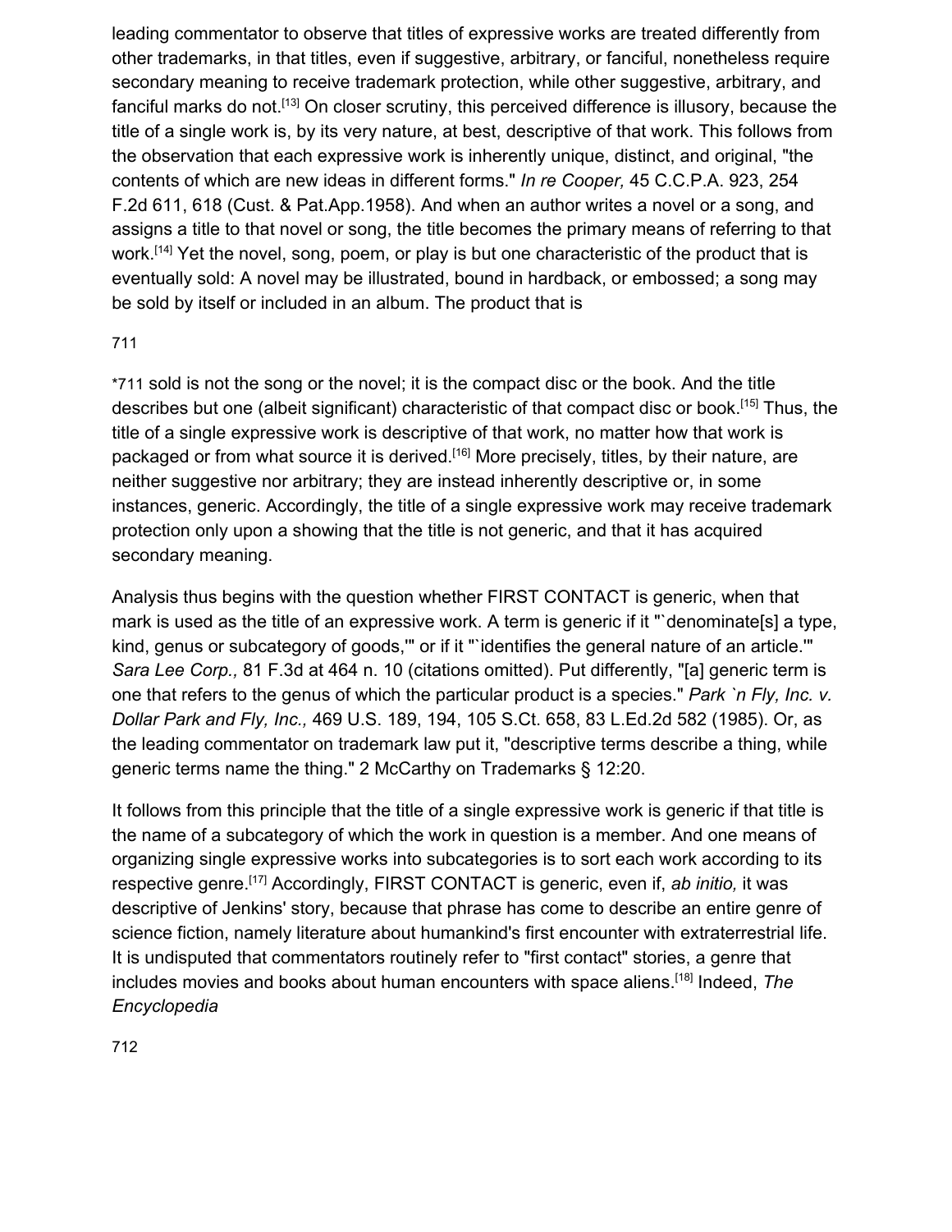leading commentator to observe that titles of expressive works are treated differently from other trademarks, in that titles, even if suggestive, arbitrary, or fanciful, nonetheless require secondary meaning to receive trademark protection, while other suggestive, arbitrary, and fanciful marks do not.[13] On closer scrutiny, this perceived difference is illusory, because the title of a single work is, by its very nature, at best, descriptive of that work. This follows from the observation that each expressive work is inherently unique, distinct, and original, "the contents of which are new ideas in different forms." *In re Cooper,* 45 C.C.P.A. 923, 254 F.2d 611, 618 (Cust. & Pat.App.1958). And when an author writes a novel or a song, and assigns a title to that novel or song, the title becomes the primary means of referring to that work.[14] Yet the novel, song, poem, or play is but one characteristic of the product that is eventually sold: A novel may be illustrated, bound in hardback, or embossed; a song may be sold by itself or included in an album. The product that is

*711 sold is not the song or the novel; it is the compact disc or the book. And the title describes but one (albeit significant) characteristic of that compact disc or book.[15] Thus, the title of a single expressive work is descriptive of that work, no matter how that work is packaged or from what source it is derived.[16] More precisely, titles, by their nature, are neither suggestive nor arbitrary; they are instead inherently descriptive or, in some instances, generic. Accordingly, the title of a single expressive work may receive trademark protection only upon a showing that the title is not generic, and that it has acquired secondary meaning.

Analysis thus begins with the question whether FIRST CONTACT is generic, when that mark is used as the title of an expressive work. A term is generic if it "`denominate[s] a type, kind, genus or subcategory of goods,'" or if it "`identifies the general nature of an article.'" *Sara Lee Corp.,* 81 F.3d at 464 n. 10 (citations omitted). Put differently, "[a] generic term is one that refers to the genus of which the particular product is a species." *Park `n Fly, Inc. v. Dollar Park and Fly, Inc.,* 469 U.S. 189, 194, 105 S.Ct. 658, 83 L.Ed.2d 582 (1985). Or, as the leading commentator on trademark law put it, "descriptive terms describe a thing, while generic terms name the thing." 2 McCarthy on Trademarks § 12:20.

It follows from this principle that the title of a single expressive work is generic if that title is the name of a subcategory of which the work in question is a member. And one means of organizing single expressive works into subcategories is to sort each work according to its respective genre.[17] Accordingly, FIRST CONTACT is generic, even if, *ab initio,* it was descriptive of Jenkins' story, because that phrase has come to describe an entire genre of science fiction, namely literature about humankind's first encounter with extraterrestrial life. It is undisputed that commentators routinely refer to "first contact" stories, a genre that includes movies and books about human encounters with space aliens.[18] Indeed, *The Encyclopedia*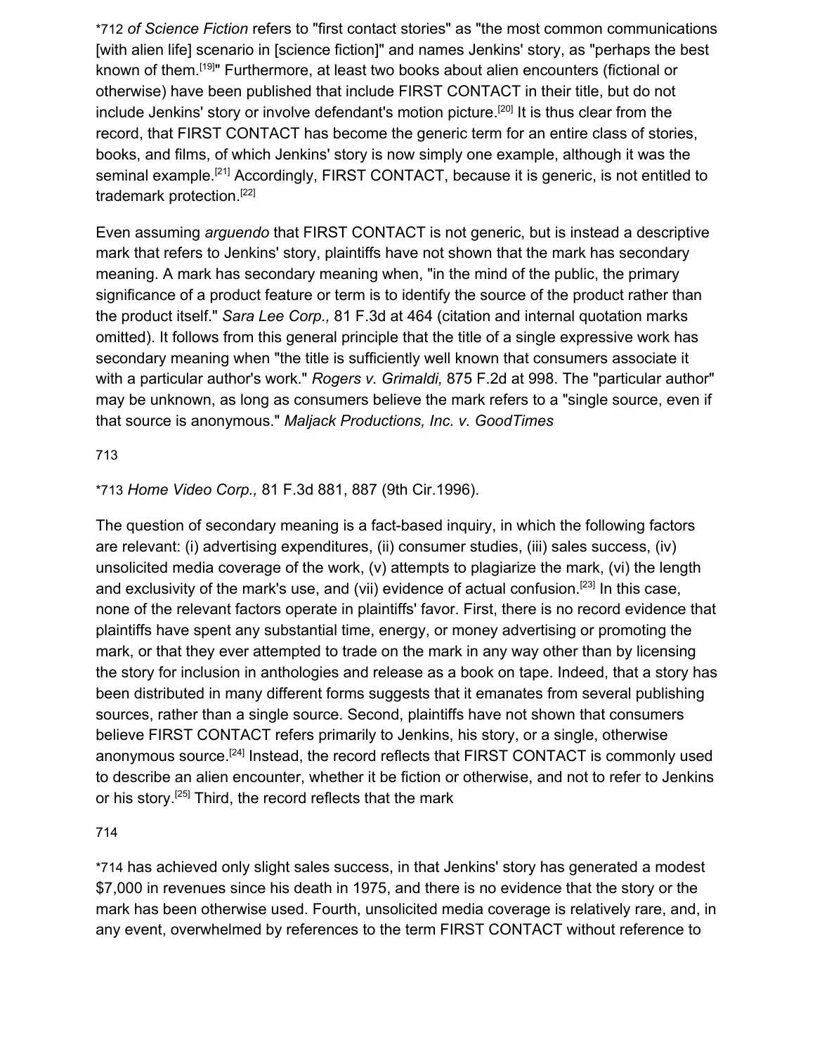*712 *of Science Fiction* refers to "first contact stories" as "the most common communications [with alien life] scenario in [science fiction]" and names Jenkins' story, as "perhaps the best known of them.[19]" Furthermore, at least two books about alien encounters (fictional or otherwise) have been published that include FIRST CONTACT in their title, but do not include Jenkins' story or involve defendant's motion picture.[20] It is thus clear from the record, that FIRST CONTACT has become the generic term for an entire class of stories, books, and films, of which Jenkins' story is now simply one example, although it was the seminal example.[21] Accordingly, FIRST CONTACT, because it is generic, is not entitled to trademark protection.[22]

Even assuming *arguendo* that FIRST CONTACT is not generic, but is instead a descriptive mark that refers to Jenkins' story, plaintiffs have not shown that the mark has secondary meaning. A mark has secondary meaning when, "in the mind of the public, the primary significance of a product feature or term is to identify the source of the product rather than the product itself." *Sara Lee Corp.,* 81 F.3d at 464 (citation and internal quotation marks omitted). It follows from this general principle that the title of a single expressive work has secondary meaning when "the title is sufficiently well known that consumers associate it with a particular author's work." *Rogers v. Grimaldi,* 875 F.2d at 998. The "particular author" may be unknown, as long as consumers believe the mark refers to a "single source, even if that source is anonymous." *Maljack Productions, Inc. v. GoodTimes*

*713 *Home Video Corp.,* 81 F.3d 881, 887 (9th Cir.1996).

The question of secondary meaning is a fact-based inquiry, in which the following factors are relevant: (i) advertising expenditures, (ii) consumer studies, (iii) sales success, (iv) unsolicited media coverage of the work, (v) attempts to plagiarize the mark, (vi) the length and exclusivity of the mark's use, and (vii) evidence of actual confusion.[23] In this case, none of the relevant factors operate in plaintiffs' favor. First, there is no record evidence that plaintiffs have spent any substantial time, energy, or money advertising or promoting the mark, or that they ever attempted to trade on the mark in any way other than by licensing the story for inclusion in anthologies and release as a book on tape. Indeed, that a story has been distributed in many different forms suggests that it emanates from several publishing sources, rather than a single source. Second, plaintiffs have not shown that consumers believe FIRST CONTACT refers primarily to Jenkins, his story, or a single, otherwise anonymous source.[24] Instead, the record reflects that FIRST CONTACT is commonly used to describe an alien encounter, whether it be fiction or otherwise, and not to refer to Jenkins or his story.[25] Third, the record reflects that the mark

*714 has achieved only slight sales success, in that Jenkins' story has generated a modest $7,000 in revenues since his death in 1975, and there is no evidence that the story or the mark has been otherwise used. Fourth, unsolicited media coverage is relatively rare, and, in any event, overwhelmed by references to the term FIRST CONTACT without reference to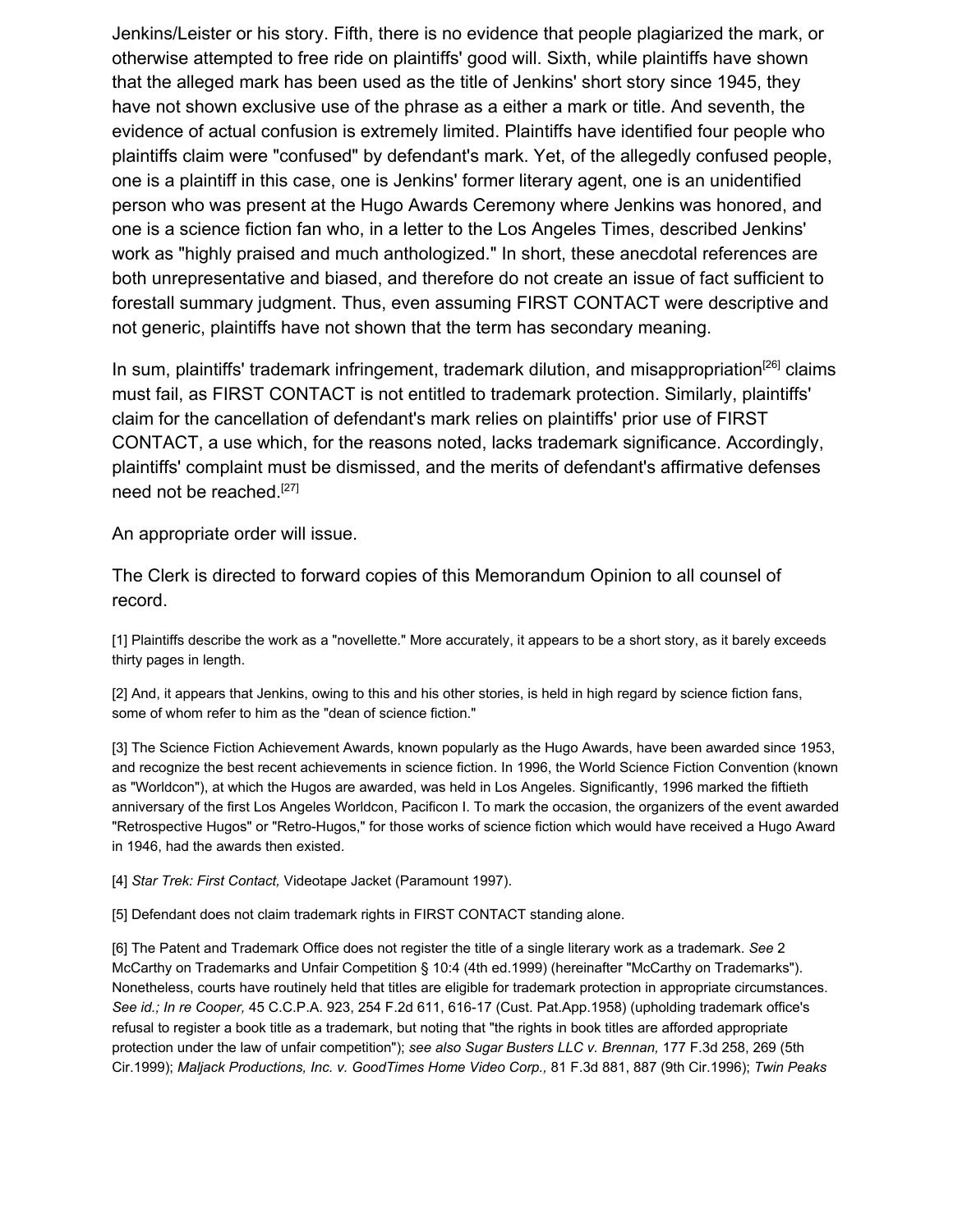Jenkins/Leister or his story. Fifth, there is no evidence that people plagiarized the mark, or otherwise attempted to free ride on plaintiffs' good will. Sixth, while plaintiffs have shown that the alleged mark has been used as the title of Jenkins' short story since 1945, they have not shown exclusive use of the phrase as a either a mark or title. And seventh, the evidence of actual confusion is extremely limited. Plaintiffs have identified four people who plaintiffs claim were "confused" by defendant's mark. Yet, of the allegedly confused people, one is a plaintiff in this case, one is Jenkins' former literary agent, one is an unidentified person who was present at the Hugo Awards Ceremony where Jenkins was honored, and one is a science fiction fan who, in a letter to the Los Angeles Times, described Jenkins' work as "highly praised and much anthologized." In short, these anecdotal references are both unrepresentative and biased, and therefore do not create an issue of fact sufficient to forestall summary judgment. Thus, even assuming FIRST CONTACT were descriptive and not generic, plaintiffs have not shown that the term has secondary meaning.

In sum, plaintiffs' trademark infringement, trademark dilution, and misappropriation[26] claims must fail, as FIRST CONTACT is not entitled to trademark protection. Similarly, plaintiffs' claim for the cancellation of defendant's mark relies on plaintiffs' prior use of FIRST CONTACT, a use which, for the reasons noted, lacks trademark significance. Accordingly, plaintiffs' complaint must be dismissed, and the merits of defendant's affirmative defenses need not be reached.[27]

An appropriate order will issue.

The Clerk is directed to forward copies of this Memorandum Opinion to all counsel of record.

[1] Plaintiffs describe the work as a "novellette." More accurately, it appears to be a short story, as it barely exceeds thirty pages in length.

[2] And, it appears that Jenkins, owing to this and his other stories, is held in high regard by science fiction fans, some of whom refer to him as the "dean of science fiction."

[3] The Science Fiction Achievement Awards, known popularly as the Hugo Awards, have been awarded since 1953, and recognize the best recent achievements in science fiction. In 1996, the World Science Fiction Convention (known as "Worldcon"), at which the Hugos are awarded, was held in Los Angeles. Significantly, 1996 marked the fiftieth anniversary of the first Los Angeles Worldcon, Pacificon I. To mark the occasion, the organizers of the event awarded "Retrospective Hugos" or "Retro-Hugos," for those works of science fiction which would have received a Hugo Award in 1946, had the awards then existed.

[4] *Star Trek: First Contact,* Videotape Jacket (Paramount 1997).

[5] Defendant does not claim trademark rights in FIRST CONTACT standing alone.

[6] The Patent and Trademark Office does not register the title of a single literary work as a trademark. *See* 2 McCarthy on Trademarks and Unfair Competition § 10:4 (4th ed.1999) (hereinafter "McCarthy on Trademarks"). Nonetheless, courts have routinely held that titles are eligible for trademark protection in appropriate circumstances. *See id.; In re Cooper,* 45 C.C.P.A. 923, 254 F.2d 611, 616-17 (Cust. Pat.App.1958) (upholding trademark office's refusal to register a book title as a trademark, but noting that "the rights in book titles are afforded appropriate protection under the law of unfair competition"); *see also Sugar Busters LLC v. Brennan,* 177 F.3d 258, 269 (5th Cir.1999); *Maljack Productions, Inc. v. GoodTimes Home Video Corp.,* 81 F.3d 881, 887 (9th Cir.1996); *Twin Peaks*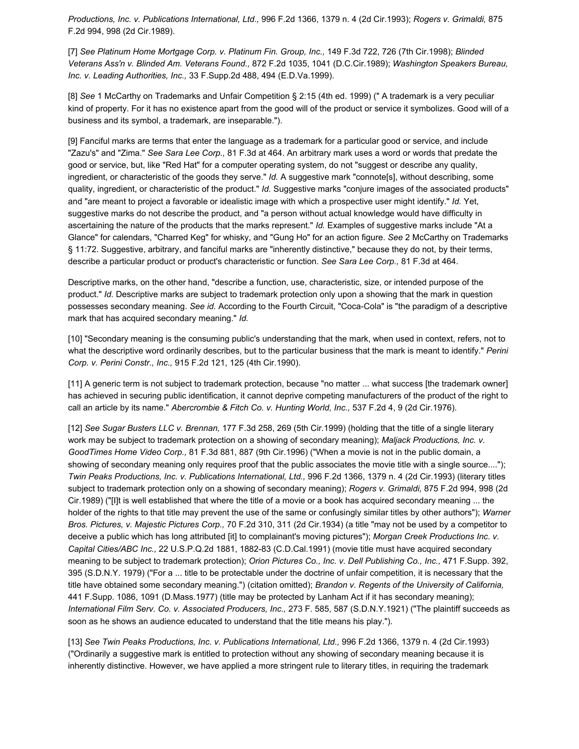*Productions, Inc. v. Publications International, Ltd.,* 996 F.2d 1366, 1379 n. 4 (2d Cir.1993); *Rogers v. Grimaldi,* 875 F.2d 994, 998 (2d Cir.1989).

[7] *See Platinum Home Mortgage Corp. v. Platinum Fin. Group, Inc.,* 149 F.3d 722, 726 (7th Cir.1998); *Blinded Veterans Ass'n v. Blinded Am. Veterans Found.,* 872 F.2d 1035, 1041 (D.C.Cir.1989); *Washington Speakers Bureau, Inc. v. Leading Authorities, Inc.,* 33 F.Supp.2d 488, 494 (E.D.Va.1999).

[8] *See* 1 McCarthy on Trademarks and Unfair Competition § 2:15 (4th ed. 1999) (" A trademark is a very peculiar kind of property. For it has no existence apart from the good will of the product or service it symbolizes. Good will of a business and its symbol, a trademark, are inseparable.").

[9] Fanciful marks are terms that enter the language as a trademark for a particular good or service, and include "Zazu's" and "Zima." *See Sara Lee Corp.,* 81 F.3d at 464. An arbitrary mark uses a word or words that predate the good or service, but, like "Red Hat" for a computer operating system, do not "suggest or describe any quality, ingredient, or characteristic of the goods they serve." *Id.* A suggestive mark "connote[s], without describing, some quality, ingredient, or characteristic of the product." *Id.* Suggestive marks "conjure images of the associated products" and "are meant to project a favorable or idealistic image with which a prospective user might identify." *Id.* Yet, suggestive marks do not describe the product, and "a person without actual knowledge would have difficulty in ascertaining the nature of the products that the marks represent." *Id.* Examples of suggestive marks include "At a Glance" for calendars, "Charred Keg" for whisky, and "Gung Ho" for an action figure. *See* 2 McCarthy on Trademarks § 11:72. Suggestive, arbitrary, and fanciful marks are "inherently distinctive," because they do not, by their terms, describe a particular product or product's characteristic or function. *See Sara Lee Corp.,* 81 F.3d at 464.

Descriptive marks, on the other hand, "describe a function, use, characteristic, size, or intended purpose of the product." *Id.* Descriptive marks are subject to trademark protection only upon a showing that the mark in question possesses secondary meaning. *See id.* According to the Fourth Circuit, "Coca-Cola" is "the paradigm of a descriptive mark that has acquired secondary meaning." *Id.*

[10] "Secondary meaning is the consuming public's understanding that the mark, when used in context, refers, not to what the descriptive word ordinarily describes, but to the particular business that the mark is meant to identify." *Perini Corp. v. Perini Constr., Inc.,* 915 F.2d 121, 125 (4th Cir.1990).

[11] A generic term is not subject to trademark protection, because "no matter ... what success [the trademark owner] has achieved in securing public identification, it cannot deprive competing manufacturers of the product of the right to call an article by its name." *Abercrombie & Fitch Co. v. Hunting World, Inc.,* 537 F.2d 4, 9 (2d Cir.1976).

[12] *See Sugar Busters LLC v. Brennan,* 177 F.3d 258, 269 (5th Cir.1999) (holding that the title of a single literary work may be subject to trademark protection on a showing of secondary meaning); *Maljack Productions, Inc. v. GoodTimes Home Video Corp.,* 81 F.3d 881, 887 (9th Cir.1996) ("When a movie is not in the public domain, a showing of secondary meaning only requires proof that the public associates the movie title with a single source...."); *Twin Peaks Productions, Inc. v. Publications International, Ltd.,* 996 F.2d 1366, 1379 n. 4 (2d Cir.1993) (literary titles subject to trademark protection only on a showing of secondary meaning); *Rogers v. Grimaldi,* 875 F.2d 994, 998 (2d Cir.1989) ("[I]t is well established that where the title of a movie or a book has acquired secondary meaning ... the holder of the rights to that title may prevent the use of the same or confusingly similar titles by other authors"); *Warner Bros. Pictures, v. Majestic Pictures Corp.,* 70 F.2d 310, 311 (2d Cir.1934) (a title "may not be used by a competitor to deceive a public which has long attributed [it] to complainant's moving pictures"); *Morgan Creek Productions Inc. v. Capital Cities/ABC Inc.,* 22 U.S.P.Q.2d 1881, 1882-83 (C.D.Cal.1991) (movie title must have acquired secondary meaning to be subject to trademark protection); *Orion Pictures Co., Inc. v. Dell Publishing Co., Inc.,* 471 F.Supp. 392, 395 (S.D.N.Y. 1979) ("For a ... title to be protectable under the doctrine of unfair competition, it is necessary that the title have obtained some secondary meaning.") (citation omitted); *Brandon v. Regents of the University of California,* 441 F.Supp. 1086, 1091 (D.Mass.1977) (title may be protected by Lanham Act if it has secondary meaning); *International Film Serv. Co. v. Associated Producers, Inc.,* 273 F. 585, 587 (S.D.N.Y.1921) ("The plaintiff succeeds as soon as he shows an audience educated to understand that the title means his play.").

[13] *See Twin Peaks Productions, Inc. v. Publications International, Ltd.,* 996 F.2d 1366, 1379 n. 4 (2d Cir.1993) ("Ordinarily a suggestive mark is entitled to protection without any showing of secondary meaning because it is inherently distinctive. However, we have applied a more stringent rule to literary titles, in requiring the trademark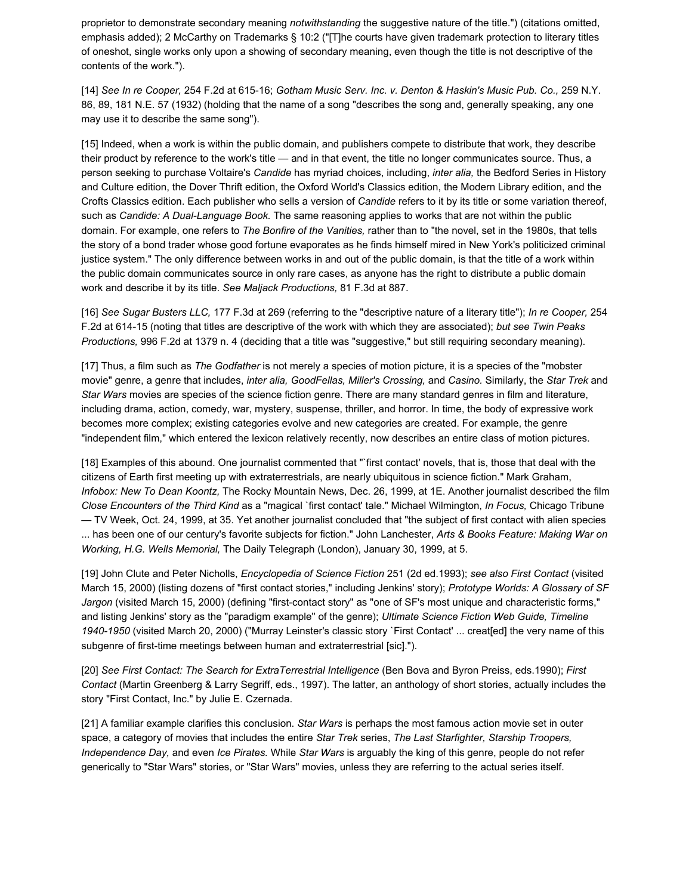proprietor to demonstrate secondary meaning *notwithstanding* the suggestive nature of the title.") (citations omitted, emphasis added); 2 McCarthy on Trademarks § 10:2 ("[T]he courts have given trademark protection to literary titles of oneshot, single works only upon a showing of secondary meaning, even though the title is not descriptive of the contents of the work.").

[14] *See In re Cooper,* 254 F.2d at 615-16; *Gotham Music Serv. Inc. v. Denton & Haskin's Music Pub. Co.,* 259 N.Y. 86, 89, 181 N.E. 57 (1932) (holding that the name of a song "describes the song and, generally speaking, any one may use it to describe the same song").

[15] Indeed, when a work is within the public domain, and publishers compete to distribute that work, they describe their product by reference to the work's title — and in that event, the title no longer communicates source. Thus, a person seeking to purchase Voltaire's *Candide* has myriad choices, including, *inter alia,* the Bedford Series in History and Culture edition, the Dover Thrift edition, the Oxford World's Classics edition, the Modern Library edition, and the Crofts Classics edition. Each publisher who sells a version of *Candide* refers to it by its title or some variation thereof, such as *Candide: A Dual-Language Book.* The same reasoning applies to works that are not within the public domain. For example, one refers to *The Bonfire of the Vanities,* rather than to "the novel, set in the 1980s, that tells the story of a bond trader whose good fortune evaporates as he finds himself mired in New York's politicized criminal justice system." The only difference between works in and out of the public domain, is that the title of a work within the public domain communicates source in only rare cases, as anyone has the right to distribute a public domain work and describe it by its title. *See Maljack Productions,* 81 F.3d at 887.

[16] *See Sugar Busters LLC,* 177 F.3d at 269 (referring to the "descriptive nature of a literary title"); *In re Cooper,* 254 F.2d at 614-15 (noting that titles are descriptive of the work with which they are associated); *but see Twin Peaks Productions,* 996 F.2d at 1379 n. 4 (deciding that a title was "suggestive," but still requiring secondary meaning).

[17] Thus, a film such as *The Godfather* is not merely a species of motion picture, it is a species of the "mobster movie" genre, a genre that includes, *inter alia, GoodFellas, Miller's Crossing,* and *Casino.* Similarly, the *Star Trek* and *Star Wars* movies are species of the science fiction genre. There are many standard genres in film and literature, including drama, action, comedy, war, mystery, suspense, thriller, and horror. In time, the body of expressive work becomes more complex; existing categories evolve and new categories are created. For example, the genre "independent film," which entered the lexicon relatively recently, now describes an entire class of motion pictures.

[18] Examples of this abound. One journalist commented that "`first contact' novels, that is, those that deal with the citizens of Earth first meeting up with extraterrestrials, are nearly ubiquitous in science fiction." Mark Graham, *Infobox: New To Dean Koontz,* The Rocky Mountain News, Dec. 26, 1999, at 1E. Another journalist described the film *Close Encounters of the Third Kind* as a "magical `first contact' tale." Michael Wilmington, *In Focus,* Chicago Tribune — TV Week, Oct. 24, 1999, at 35. Yet another journalist concluded that "the subject of first contact with alien species ... has been one of our century's favorite subjects for fiction." John Lanchester, *Arts & Books Feature: Making War on Working, H.G. Wells Memorial,* The Daily Telegraph (London), January 30, 1999, at 5.

[19] John Clute and Peter Nicholls, *Encyclopedia of Science Fiction* 251 (2d ed.1993); *see also First Contact* (visited March 15, 2000) (listing dozens of "first contact stories," including Jenkins' story); *Prototype Worlds: A Glossary of SF Jargon* (visited March 15, 2000) (defining "first-contact story" as "one of SF's most unique and characteristic forms," and listing Jenkins' story as the "paradigm example" of the genre); *Ultimate Science Fiction Web Guide, Timeline 1940-1950* (visited March 20, 2000) ("Murray Leinster's classic story `First Contact' ... creat[ed] the very name of this subgenre of first-time meetings between human and extraterrestrial [sic].").

[20] *See First Contact: The Search for ExtraTerrestrial Intelligence* (Ben Bova and Byron Preiss, eds.1990); *First Contact* (Martin Greenberg & Larry Segriff, eds., 1997). The latter, an anthology of short stories, actually includes the story "First Contact, Inc." by Julie E. Czernada.

[21] A familiar example clarifies this conclusion. *Star Wars* is perhaps the most famous action movie set in outer space, a category of movies that includes the entire *Star Trek* series, *The Last Starfighter, Starship Troopers, Independence Day,* and even *Ice Pirates.* While *Star Wars* is arguably the king of this genre, people do not refer generically to "Star Wars" stories, or "Star Wars" movies, unless they are referring to the actual series itself.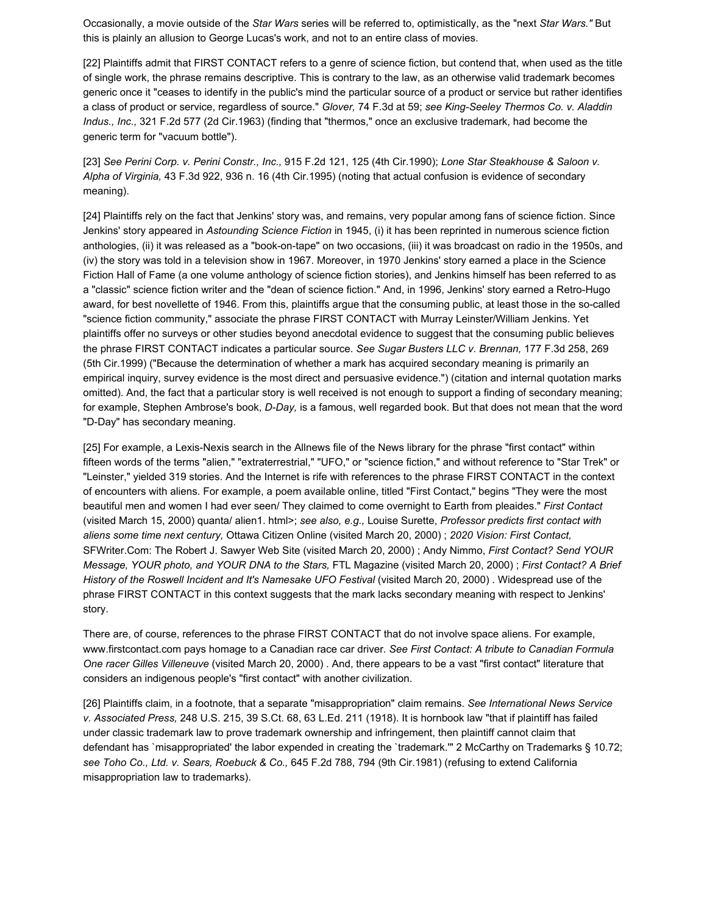Occasionally, a movie outside of the *Star Wars* series will be referred to, optimistically, as the "next *Star Wars."* But this is plainly an allusion to George Lucas's work, and not to an entire class of movies.

[22] Plaintiffs admit that FIRST CONTACT refers to a genre of science fiction, but contend that, when used as the title of single work, the phrase remains descriptive. This is contrary to the law, as an otherwise valid trademark becomes generic once it "ceases to identify in the public's mind the particular source of a product or service but rather identifies a class of product or service, regardless of source." *Glover,* 74 F.3d at 59; *see King-Seeley Thermos Co. v. Aladdin Indus., Inc.,* 321 F.2d 577 (2d Cir.1963) (finding that "thermos," once an exclusive trademark, had become the generic term for "vacuum bottle").

[23] *See Perini Corp. v. Perini Constr., Inc.,* 915 F.2d 121, 125 (4th Cir.1990); *Lone Star Steakhouse & Saloon v. Alpha of Virginia,* 43 F.3d 922, 936 n. 16 (4th Cir.1995) (noting that actual confusion is evidence of secondary meaning).

[24] Plaintiffs rely on the fact that Jenkins' story was, and remains, very popular among fans of science fiction. Since Jenkins' story appeared in *Astounding Science Fiction* in 1945, (i) it has been reprinted in numerous science fiction anthologies, (ii) it was released as a "book-on-tape" on two occasions, (iii) it was broadcast on radio in the 1950s, and (iv) the story was told in a television show in 1967. Moreover, in 1970 Jenkins' story earned a place in the Science Fiction Hall of Fame (a one volume anthology of science fiction stories), and Jenkins himself has been referred to as a "classic" science fiction writer and the "dean of science fiction." And, in 1996, Jenkins' story earned a Retro-Hugo award, for best novellette of 1946. From this, plaintiffs argue that the consuming public, at least those in the so-called "science fiction community," associate the phrase FIRST CONTACT with Murray Leinster/William Jenkins. Yet plaintiffs offer no surveys or other studies beyond anecdotal evidence to suggest that the consuming public believes the phrase FIRST CONTACT indicates a particular source. *See Sugar Busters LLC v. Brennan,* 177 F.3d 258, 269 (5th Cir.1999) ("Because the determination of whether a mark has acquired secondary meaning is primarily an empirical inquiry, survey evidence is the most direct and persuasive evidence.") (citation and internal quotation marks omitted). And, the fact that a particular story is well received is not enough to support a finding of secondary meaning; for example, Stephen Ambrose's book, *D-Day,* is a famous, well regarded book. But that does not mean that the word "D-Day" has secondary meaning.

[25] For example, a Lexis-Nexis search in the Allnews file of the News library for the phrase "first contact" within fifteen words of the terms "alien," "extraterrestrial," "UFO," or "science fiction," and without reference to "Star Trek" or "Leinster," yielded 319 stories. And the Internet is rife with references to the phrase FIRST CONTACT in the context of encounters with aliens. For example, a poem available online, titled "First Contact," begins "They were the most beautiful men and women I had ever seen/ They claimed to come overnight to Earth from pleaides." *First Contact* (visited March 15, 2000) quanta/ alien1. html>; *see also, e.g.,* Louise Surette, *Professor predicts first contact with aliens some time next century,* Ottawa Citizen Online (visited March 20, 2000) ; *2020 Vision: First Contact,* SFWriter.Com: The Robert J. Sawyer Web Site (visited March 20, 2000) ; Andy Nimmo, *First Contact? Send YOUR Message, YOUR photo, and YOUR DNA to the Stars,* FTL Magazine (visited March 20, 2000) ; *First Contact? A Brief History of the Roswell Incident and It's Namesake UFO Festival* (visited March 20, 2000) . Widespread use of the phrase FIRST CONTACT in this context suggests that the mark lacks secondary meaning with respect to Jenkins' story.

There are, of course, references to the phrase FIRST CONTACT that do not involve space aliens. For example, www.firstcontact.com pays homage to a Canadian race car driver. *See First Contact: A tribute to Canadian Formula One racer Gilles Villeneuve* (visited March 20, 2000) . And, there appears to be a vast "first contact" literature that considers an indigenous people's "first contact" with another civilization.

[26] Plaintiffs claim, in a footnote, that a separate "misappropriation" claim remains. *See International News Service v. Associated Press,* 248 U.S. 215, 39 S.Ct. 68, 63 L.Ed. 211 (1918). It is hornbook law "that if plaintiff has failed under classic trademark law to prove trademark ownership and infringement, then plaintiff cannot claim that defendant has `misappropriated' the labor expended in creating the `trademark.'" 2 McCarthy on Trademarks § 10.72; *see Toho Co., Ltd. v. Sears, Roebuck & Co.,* 645 F.2d 788, 794 (9th Cir.1981) (refusing to extend California misappropriation law to trademarks).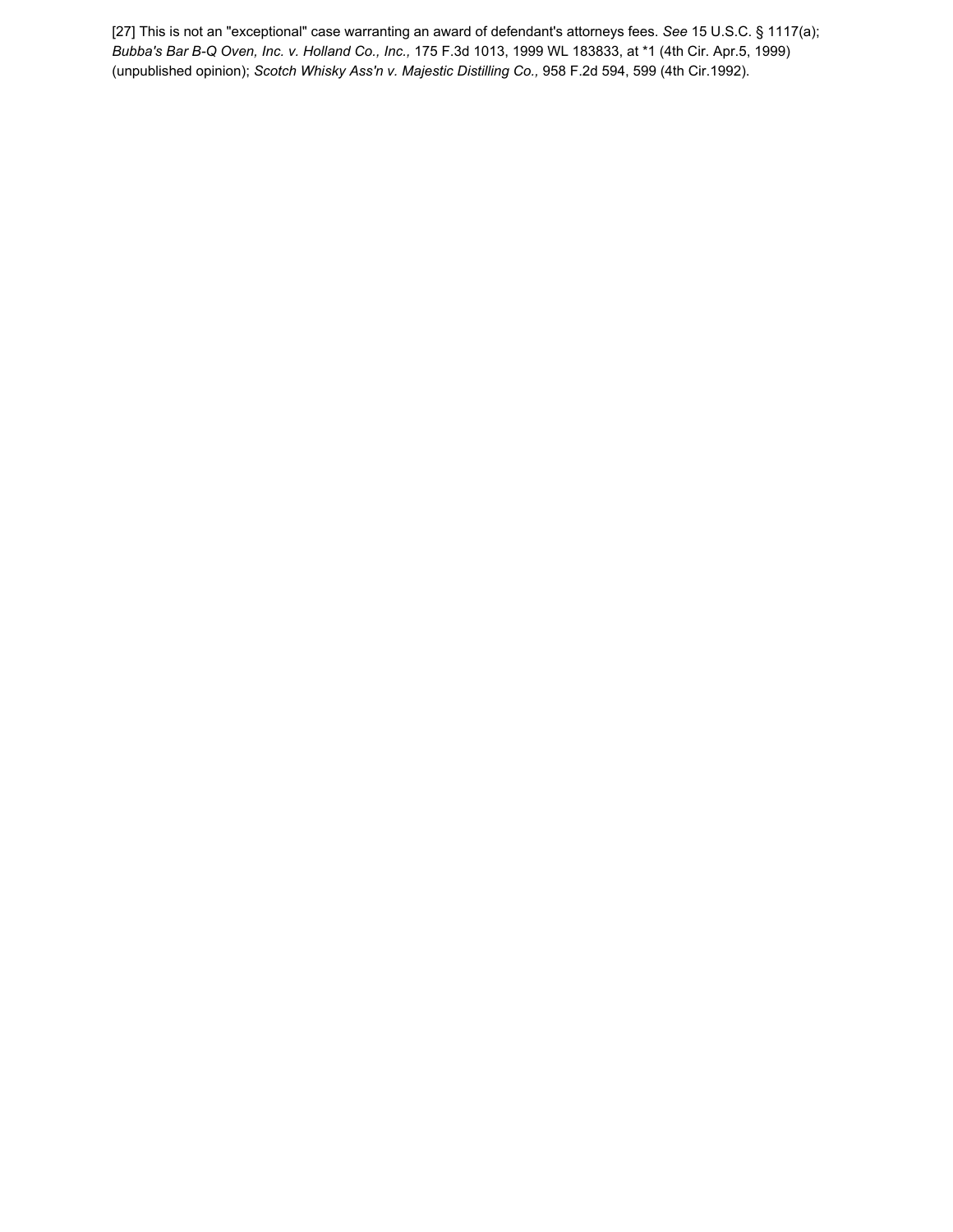[27] This is not an "exceptional" case warranting an award of defendant's attorneys fees. *See* 15 U.S.C. § 1117(a); *Bubba's Bar B-Q Oven, Inc. v. Holland Co., Inc.,* 175 F.3d 1013, 1999 WL 183833, at *1 (4th Cir. Apr.5, 1999) (unpublished opinion); *Scotch Whisky Ass'n v. Majestic Distilling Co.,* 958 F.2d 594, 599 (4th Cir.1992).